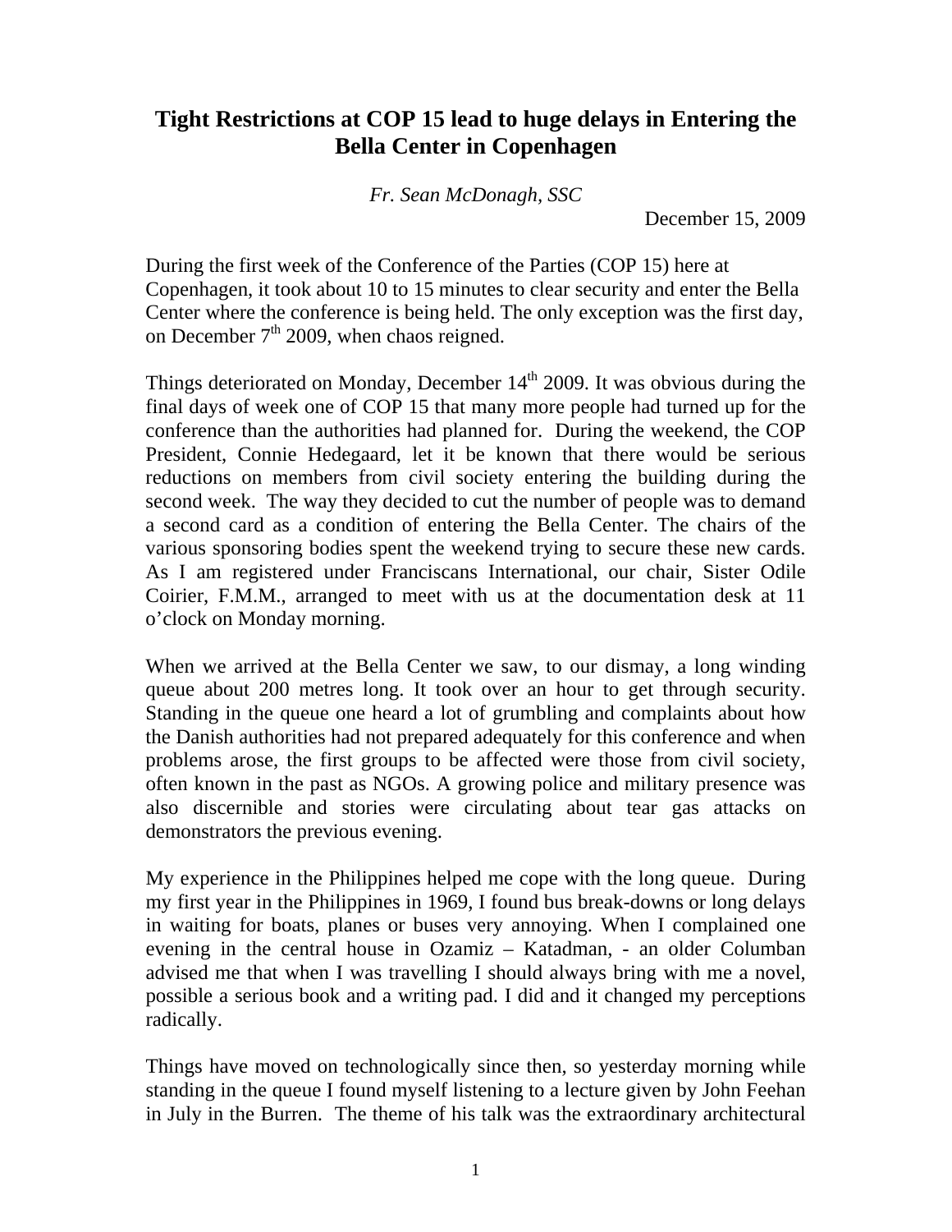# Tight Restrictions at COP 15 lead to huge delays in Entering the Bella Center in Copenhagen

*Fr. Sean McDonagh, SSC*

December 15, 2009

During the first week of the Conference of the Parties (COP 15) here at Copenhagen, it took about 10 to 15 minutes to clear security and enter the Bella Center where the conference is being held. The only exception was the first day, on December 7th 2009, when chaos reigned.

Things deteriorated on Monday, December 14th 2009. It was obvious during the final days of week one of COP 15 that many more people had turned up for the conference than the authorities had planned for. During the weekend, the COP President, Connie Hedegaard, let it be known that there would be serious reductions on members from civil society entering the building during the second week. The way they decided to cut the number of people was to demand a second card as a condition of entering the Bella Center. The chairs of the various sponsoring bodies spent the weekend trying to secure these new cards. As I am registered under Franciscans International, our chair, Sister Odile Coirier, F.M.M., arranged to meet with us at the documentation desk at 11 o'clock on Monday morning.

When we arrived at the Bella Center we saw, to our dismay, a long winding queue about 200 metres long. It took over an hour to get through security. Standing in the queue one heard a lot of grumbling and complaints about how the Danish authorities had not prepared adequately for this conference and when problems arose, the first groups to be affected were those from civil society, often known in the past as NGOs. A growing police and military presence was also discernible and stories were circulating about tear gas attacks on demonstrators the previous evening.

My experience in the Philippines helped me cope with the long queue. During my first year in the Philippines in 1969, I found bus break-downs or long delays in waiting for boats, planes or buses very annoying. When I complained one evening in the central house in Ozamiz – Katadman, - an older Columban advised me that when I was travelling I should always bring with me a novel, possible a serious book and a writing pad. I did and it changed my perceptions radically.

Things have moved on technologically since then, so yesterday morning while standing in the queue I found myself listening to a lecture given by John Feehan in July in the Burren. The theme of his talk was the extraordinary architectural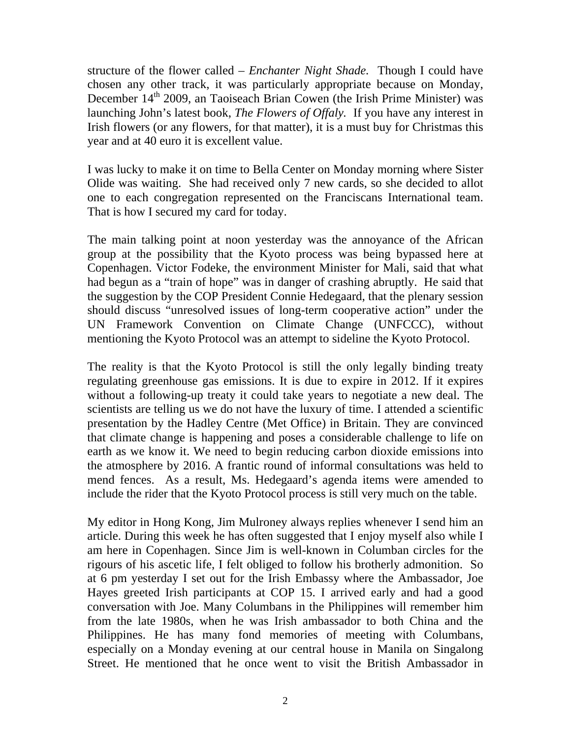structure of the flower called – *Enchanter Night Shade.* Though I could have chosen any other track, it was particularly appropriate because on Monday, December 14th 2009, an Taoiseach Brian Cowen (the Irish Prime Minister) was launching John's latest book, *The Flowers of Offaly.* If you have any interest in Irish flowers (or any flowers, for that matter), it is a must buy for Christmas this year and at 40 euro it is excellent value.

I was lucky to make it on time to Bella Center on Monday morning where Sister Olide was waiting. She had received only 7 new cards, so she decided to allot one to each congregation represented on the Franciscans International team. That is how I secured my card for today.

The main talking point at noon yesterday was the annoyance of the African group at the possibility that the Kyoto process was being bypassed here at Copenhagen. Victor Fodeke, the environment Minister for Mali, said that what had begun as a "train of hope" was in danger of crashing abruptly. He said that the suggestion by the COP President Connie Hedegaard, that the plenary session should discuss "unresolved issues of long-term cooperative action" under the UN Framework Convention on Climate Change (UNFCCC), without mentioning the Kyoto Protocol was an attempt to sideline the Kyoto Protocol.

The reality is that the Kyoto Protocol is still the only legally binding treaty regulating greenhouse gas emissions. It is due to expire in 2012. If it expires without a following-up treaty it could take years to negotiate a new deal. The scientists are telling us we do not have the luxury of time. I attended a scientific presentation by the Hadley Centre (Met Office) in Britain. They are convinced that climate change is happening and poses a considerable challenge to life on earth as we know it. We need to begin reducing carbon dioxide emissions into the atmosphere by 2016. A frantic round of informal consultations was held to mend fences. As a result, Ms. Hedegaard's agenda items were amended to include the rider that the Kyoto Protocol process is still very much on the table.

My editor in Hong Kong, Jim Mulroney always replies whenever I send him an article. During this week he has often suggested that I enjoy myself also while I am here in Copenhagen. Since Jim is well-known in Columban circles for the rigours of his ascetic life, I felt obliged to follow his brotherly admonition. So at 6 pm yesterday I set out for the Irish Embassy where the Ambassador, Joe Hayes greeted Irish participants at COP 15. I arrived early and had a good conversation with Joe. Many Columbans in the Philippines will remember him from the late 1980s, when he was Irish ambassador to both China and the Philippines. He has many fond memories of meeting with Columbans, especially on a Monday evening at our central house in Manila on Singalong Street. He mentioned that he once went to visit the British Ambassador in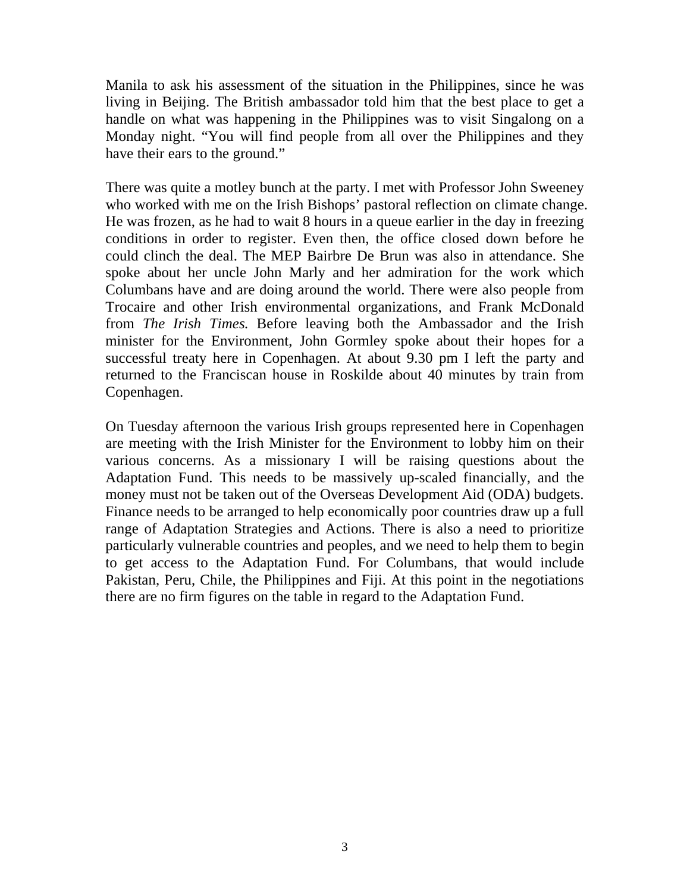Manila to ask his assessment of the situation in the Philippines, since he was living in Beijing. The British ambassador told him that the best place to get a handle on what was happening in the Philippines was to visit Singalong on a Monday night. "You will find people from all over the Philippines and they have their ears to the ground."

There was quite a motley bunch at the party. I met with Professor John Sweeney who worked with me on the Irish Bishops' pastoral reflection on climate change. He was frozen, as he had to wait 8 hours in a queue earlier in the day in freezing conditions in order to register. Even then, the office closed down before he could clinch the deal. The MEP Bairbre De Brun was also in attendance. She spoke about her uncle John Marly and her admiration for the work which Columbans have and are doing around the world. There were also people from Trocaire and other Irish environmental organizations, and Frank McDonald from *The Irish Times.* Before leaving both the Ambassador and the Irish minister for the Environment, John Gormley spoke about their hopes for a successful treaty here in Copenhagen. At about 9.30 pm I left the party and returned to the Franciscan house in Roskilde about 40 minutes by train from Copenhagen.

On Tuesday afternoon the various Irish groups represented here in Copenhagen are meeting with the Irish Minister for the Environment to lobby him on their various concerns. As a missionary I will be raising questions about the Adaptation Fund. This needs to be massively up-scaled financially, and the money must not be taken out of the Overseas Development Aid (ODA) budgets. Finance needs to be arranged to help economically poor countries draw up a full range of Adaptation Strategies and Actions. There is also a need to prioritize particularly vulnerable countries and peoples, and we need to help them to begin to get access to the Adaptation Fund. For Columbans, that would include Pakistan, Peru, Chile, the Philippines and Fiji. At this point in the negotiations there are no firm figures on the table in regard to the Adaptation Fund.